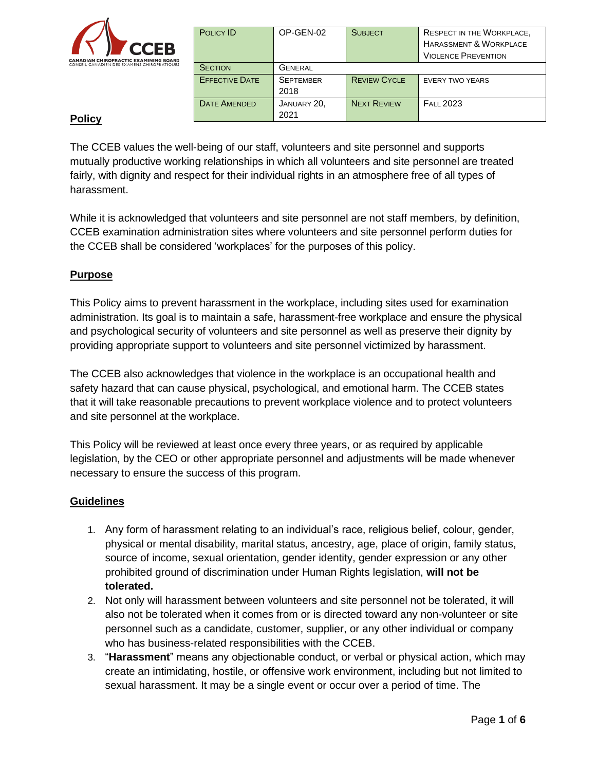| Policy ID | OP-GEN-02 | Subject | Respect in the Workplace, Harassment & Workplace Violence Prevention |
|---|---|---|---|
| Section | General | | |
| Effective Date | September 2018 | Review Cycle | Every two years |
| Date Amended | January 20, 2021 | Next Review | Fall 2023 |

## Policy

The CCEB values the well-being of our staff, volunteers and site personnel and supports mutually productive working relationships in which all volunteers and site personnel are treated fairly, with dignity and respect for their individual rights in an atmosphere free of all types of harassment.

While it is acknowledged that volunteers and site personnel are not staff members, by definition, CCEB examination administration sites where volunteers and site personnel perform duties for the CCEB shall be considered 'workplaces' for the purposes of this policy.

## Purpose

This Policy aims to prevent harassment in the workplace, including sites used for examination administration. Its goal is to maintain a safe, harassment-free workplace and ensure the physical and psychological security of volunteers and site personnel as well as preserve their dignity by providing appropriate support to volunteers and site personnel victimized by harassment.

The CCEB also acknowledges that violence in the workplace is an occupational health and safety hazard that can cause physical, psychological, and emotional harm. The CCEB states that it will take reasonable precautions to prevent workplace violence and to protect volunteers and site personnel at the workplace.

This Policy will be reviewed at least once every three years, or as required by applicable legislation, by the CEO or other appropriate personnel and adjustments will be made whenever necessary to ensure the success of this program.

## Guidelines

1. Any form of harassment relating to an individual's race, religious belief, colour, gender, physical or mental disability, marital status, ancestry, age, place of origin, family status, source of income, sexual orientation, gender identity, gender expression or any other prohibited ground of discrimination under Human Rights legislation, **will not be tolerated.**
2. Not only will harassment between volunteers and site personnel not be tolerated, it will also not be tolerated when it comes from or is directed toward any non-volunteer or site personnel such as a candidate, customer, supplier, or any other individual or company who has business-related responsibilities with the CCEB.
3. "**Harassment**" means any objectionable conduct, or verbal or physical action, which may create an intimidating, hostile, or offensive work environment, including but not limited to sexual harassment. It may be a single event or occur over a period of time. The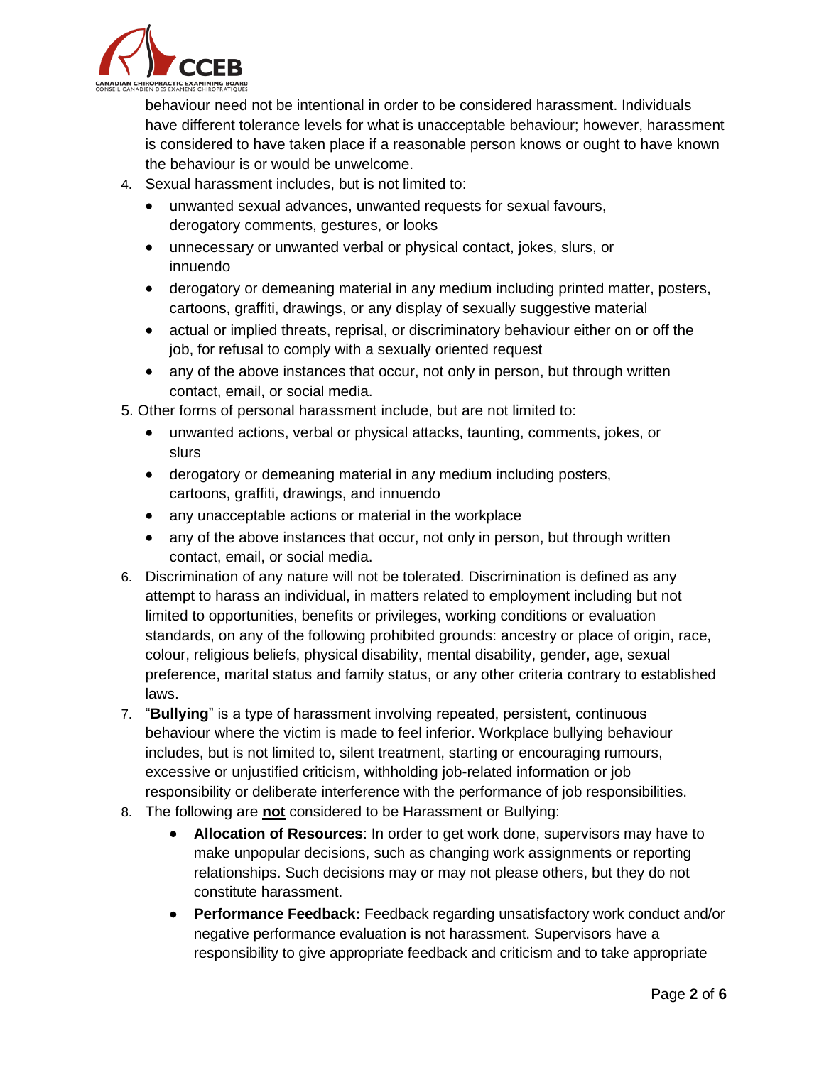behaviour need not be intentional in order to be considered harassment. Individuals have different tolerance levels for what is unacceptable behaviour; however, harassment is considered to have taken place if a reasonable person knows or ought to have known the behaviour is or would be unwelcome.

4. Sexual harassment includes, but is not limited to:
   - unwanted sexual advances, unwanted requests for sexual favours, derogatory comments, gestures, or looks
   - unnecessary or unwanted verbal or physical contact, jokes, slurs, or innuendo
   - derogatory or demeaning material in any medium including printed matter, posters, cartoons, graffiti, drawings, or any display of sexually suggestive material
   - actual or implied threats, reprisal, or discriminatory behaviour either on or off the job, for refusal to comply with a sexually oriented request
   - any of the above instances that occur, not only in person, but through written contact, email, or social media.
5. Other forms of personal harassment include, but are not limited to:
   - unwanted actions, verbal or physical attacks, taunting, comments, jokes, or slurs
   - derogatory or demeaning material in any medium including posters, cartoons, graffiti, drawings, and innuendo
   - any unacceptable actions or material in the workplace
   - any of the above instances that occur, not only in person, but through written contact, email, or social media.
6. Discrimination of any nature will not be tolerated. Discrimination is defined as any attempt to harass an individual, in matters related to employment including but not limited to opportunities, benefits or privileges, working conditions or evaluation standards, on any of the following prohibited grounds: ancestry or place of origin, race, colour, religious beliefs, physical disability, mental disability, gender, age, sexual preference, marital status and family status, or any other criteria contrary to established laws.
7. "**Bullying**" is a type of harassment involving repeated, persistent, continuous behaviour where the victim is made to feel inferior. Workplace bullying behaviour includes, but is not limited to, silent treatment, starting or encouraging rumours, excessive or unjustified criticism, withholding job-related information or job responsibility or deliberate interference with the performance of job responsibilities.
8. The following are **not** considered to be Harassment or Bullying:
   - **Allocation of Resources**: In order to get work done, supervisors may have to make unpopular decisions, such as changing work assignments or reporting relationships. Such decisions may or may not please others, but they do not constitute harassment.
   - **Performance Feedback:** Feedback regarding unsatisfactory work conduct and/or negative performance evaluation is not harassment. Supervisors have a responsibility to give appropriate feedback and criticism and to take appropriate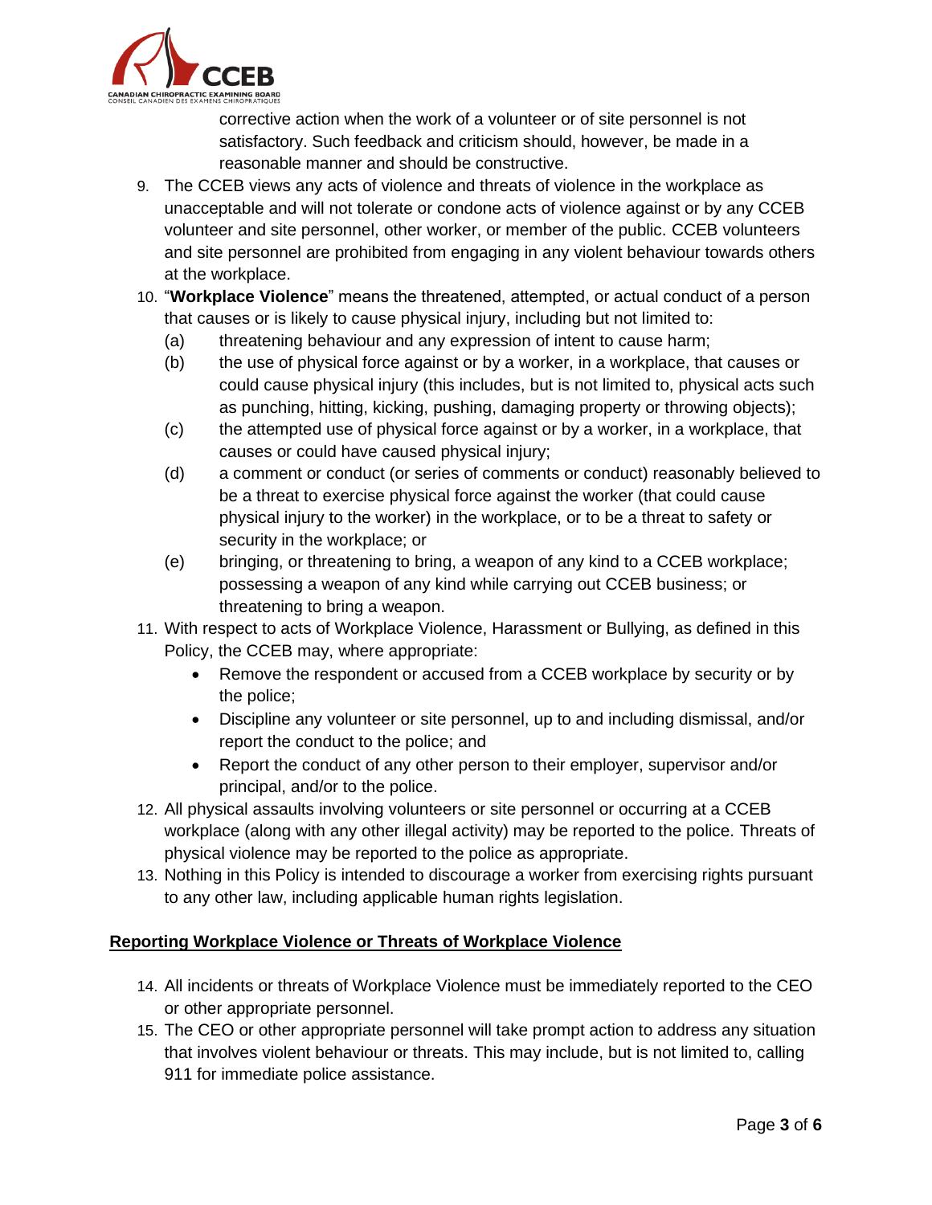corrective action when the work of a volunteer or of site personnel is not satisfactory. Such feedback and criticism should, however, be made in a reasonable manner and should be constructive.

9. The CCEB views any acts of violence and threats of violence in the workplace as unacceptable and will not tolerate or condone acts of violence against or by any CCEB volunteer and site personnel, other worker, or member of the public. CCEB volunteers and site personnel are prohibited from engaging in any violent behaviour towards others at the workplace.
10. "**Workplace Violence**" means the threatened, attempted, or actual conduct of a person that causes or is likely to cause physical injury, including but not limited to:
    (a) threatening behaviour and any expression of intent to cause harm;
    (b) the use of physical force against or by a worker, in a workplace, that causes or could cause physical injury (this includes, but is not limited to, physical acts such as punching, hitting, kicking, pushing, damaging property or throwing objects);
    (c) the attempted use of physical force against or by a worker, in a workplace, that causes or could have caused physical injury;
    (d) a comment or conduct (or series of comments or conduct) reasonably believed to be a threat to exercise physical force against the worker (that could cause physical injury to the worker) in the workplace, or to be a threat to safety or security in the workplace; or
    (e) bringing, or threatening to bring, a weapon of any kind to a CCEB workplace; possessing a weapon of any kind while carrying out CCEB business; or threatening to bring a weapon.
11. With respect to acts of Workplace Violence, Harassment or Bullying, as defined in this Policy, the CCEB may, where appropriate:
    - Remove the respondent or accused from a CCEB workplace by security or by the police;
    - Discipline any volunteer or site personnel, up to and including dismissal, and/or report the conduct to the police; and
    - Report the conduct of any other person to their employer, supervisor and/or principal, and/or to the police.
12. All physical assaults involving volunteers or site personnel or occurring at a CCEB workplace (along with any other illegal activity) may be reported to the police. Threats of physical violence may be reported to the police as appropriate.
13. Nothing in this Policy is intended to discourage a worker from exercising rights pursuant to any other law, including applicable human rights legislation.

**<u>Reporting Workplace Violence or Threats of Workplace Violence</u>**

14. All incidents or threats of Workplace Violence must be immediately reported to the CEO or other appropriate personnel.
15. The CEO or other appropriate personnel will take prompt action to address any situation that involves violent behaviour or threats. This may include, but is not limited to, calling 911 for immediate police assistance.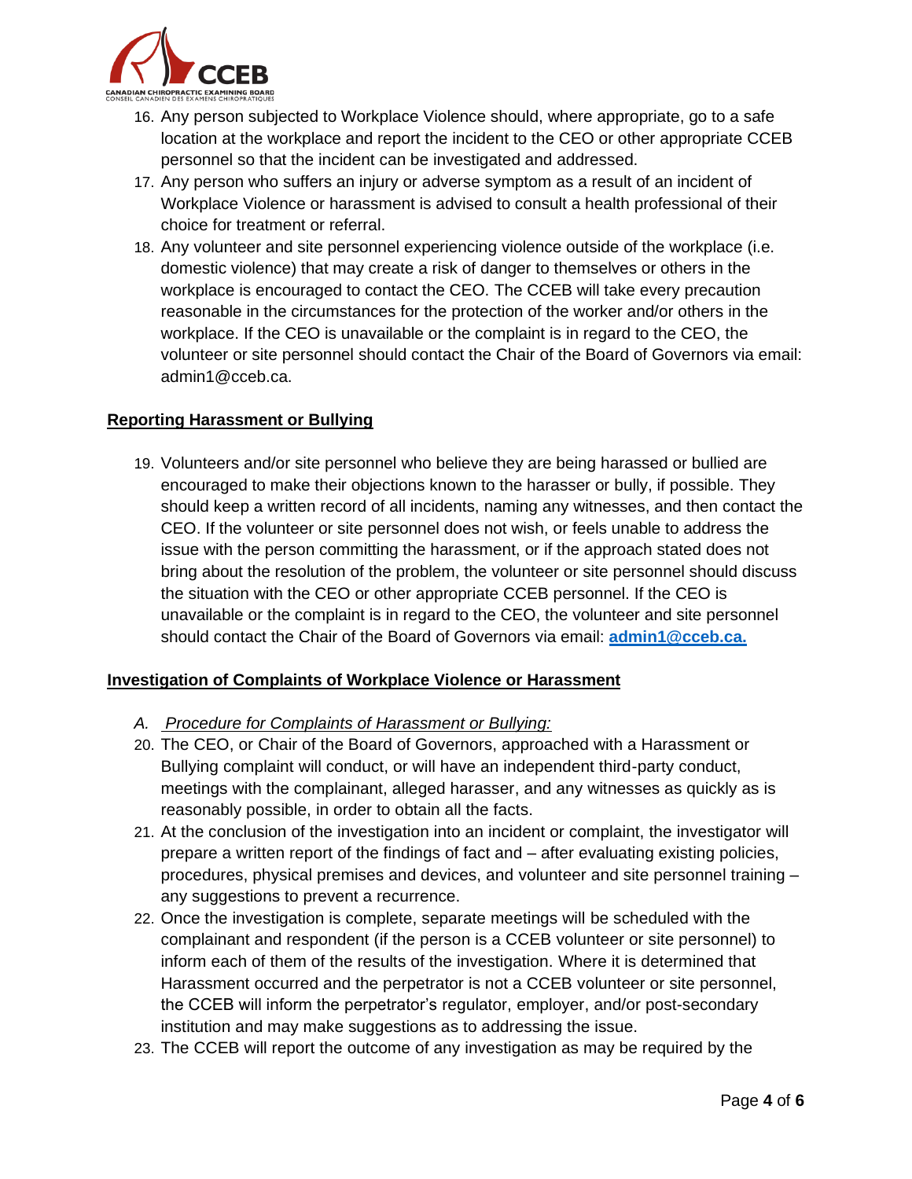16. Any person subjected to Workplace Violence should, where appropriate, go to a safe location at the workplace and report the incident to the CEO or other appropriate CCEB personnel so that the incident can be investigated and addressed.
17. Any person who suffers an injury or adverse symptom as a result of an incident of Workplace Violence or harassment is advised to consult a health professional of their choice for treatment or referral.
18. Any volunteer and site personnel experiencing violence outside of the workplace (i.e. domestic violence) that may create a risk of danger to themselves or others in the workplace is encouraged to contact the CEO. The CCEB will take every precaution reasonable in the circumstances for the protection of the worker and/or others in the workplace. If the CEO is unavailable or the complaint is in regard to the CEO, the volunteer or site personnel should contact the Chair of the Board of Governors via email: admin1@cceb.ca.

**Reporting Harassment or Bullying**

19. Volunteers and/or site personnel who believe they are being harassed or bullied are encouraged to make their objections known to the harasser or bully, if possible. They should keep a written record of all incidents, naming any witnesses, and then contact the CEO. If the volunteer or site personnel does not wish, or feels unable to address the issue with the person committing the harassment, or if the approach stated does not bring about the resolution of the problem, the volunteer or site personnel should discuss the situation with the CEO or other appropriate CCEB personnel. If the CEO is unavailable or the complaint is in regard to the CEO, the volunteer and site personnel should contact the Chair of the Board of Governors via email: **admin1@cceb.ca.**

**Investigation of Complaints of Workplace Violence or Harassment**

*A. Procedure for Complaints of Harassment or Bullying:*

20. The CEO, or Chair of the Board of Governors, approached with a Harassment or Bullying complaint will conduct, or will have an independent third-party conduct, meetings with the complainant, alleged harasser, and any witnesses as quickly as is reasonably possible, in order to obtain all the facts.
21. At the conclusion of the investigation into an incident or complaint, the investigator will prepare a written report of the findings of fact and – after evaluating existing policies, procedures, physical premises and devices, and volunteer and site personnel training – any suggestions to prevent a recurrence.
22. Once the investigation is complete, separate meetings will be scheduled with the complainant and respondent (if the person is a CCEB volunteer or site personnel) to inform each of them of the results of the investigation. Where it is determined that Harassment occurred and the perpetrator is not a CCEB volunteer or site personnel, the CCEB will inform the perpetrator's regulator, employer, and/or post-secondary institution and may make suggestions as to addressing the issue.
23. The CCEB will report the outcome of any investigation as may be required by the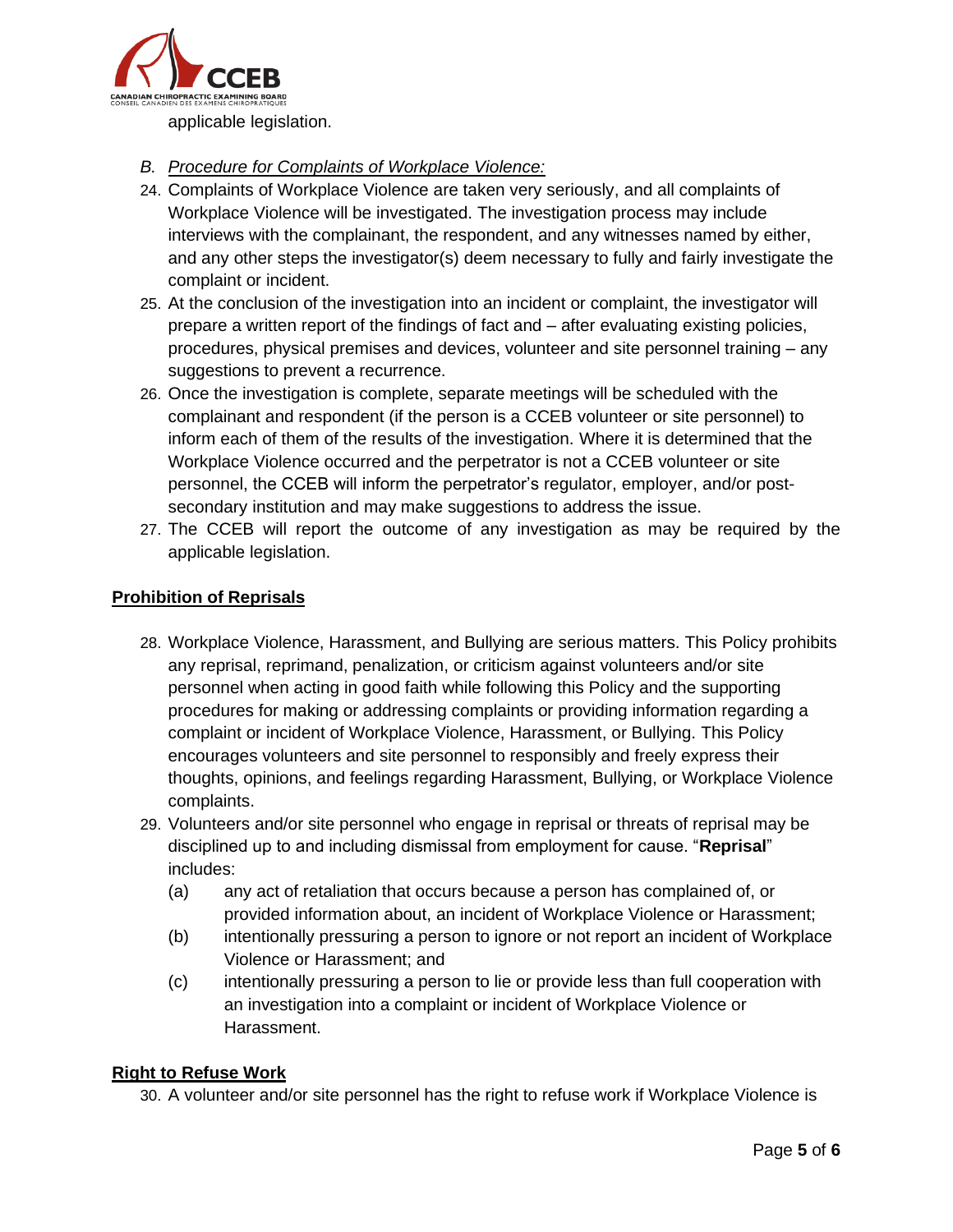applicable legislation.

*B. Procedure for Complaints of Workplace Violence:*

24. Complaints of Workplace Violence are taken very seriously, and all complaints of Workplace Violence will be investigated. The investigation process may include interviews with the complainant, the respondent, and any witnesses named by either, and any other steps the investigator(s) deem necessary to fully and fairly investigate the complaint or incident.
25. At the conclusion of the investigation into an incident or complaint, the investigator will prepare a written report of the findings of fact and – after evaluating existing policies, procedures, physical premises and devices, volunteer and site personnel training – any suggestions to prevent a recurrence.
26. Once the investigation is complete, separate meetings will be scheduled with the complainant and respondent (if the person is a CCEB volunteer or site personnel) to inform each of them of the results of the investigation. Where it is determined that the Workplace Violence occurred and the perpetrator is not a CCEB volunteer or site personnel, the CCEB will inform the perpetrator's regulator, employer, and/or post-secondary institution and may make suggestions to address the issue.
27. The CCEB will report the outcome of any investigation as may be required by the applicable legislation.

**Prohibition of Reprisals**

28. Workplace Violence, Harassment, and Bullying are serious matters. This Policy prohibits any reprisal, reprimand, penalization, or criticism against volunteers and/or site personnel when acting in good faith while following this Policy and the supporting procedures for making or addressing complaints or providing information regarding a complaint or incident of Workplace Violence, Harassment, or Bullying. This Policy encourages volunteers and site personnel to responsibly and freely express their thoughts, opinions, and feelings regarding Harassment, Bullying, or Workplace Violence complaints.
29. Volunteers and/or site personnel who engage in reprisal or threats of reprisal may be disciplined up to and including dismissal from employment for cause. "**Reprisal**" includes:
    - (a) any act of retaliation that occurs because a person has complained of, or provided information about, an incident of Workplace Violence or Harassment;
    - (b) intentionally pressuring a person to ignore or not report an incident of Workplace Violence or Harassment; and
    - (c) intentionally pressuring a person to lie or provide less than full cooperation with an investigation into a complaint or incident of Workplace Violence or Harassment.

**Right to Refuse Work**

30. A volunteer and/or site personnel has the right to refuse work if Workplace Violence is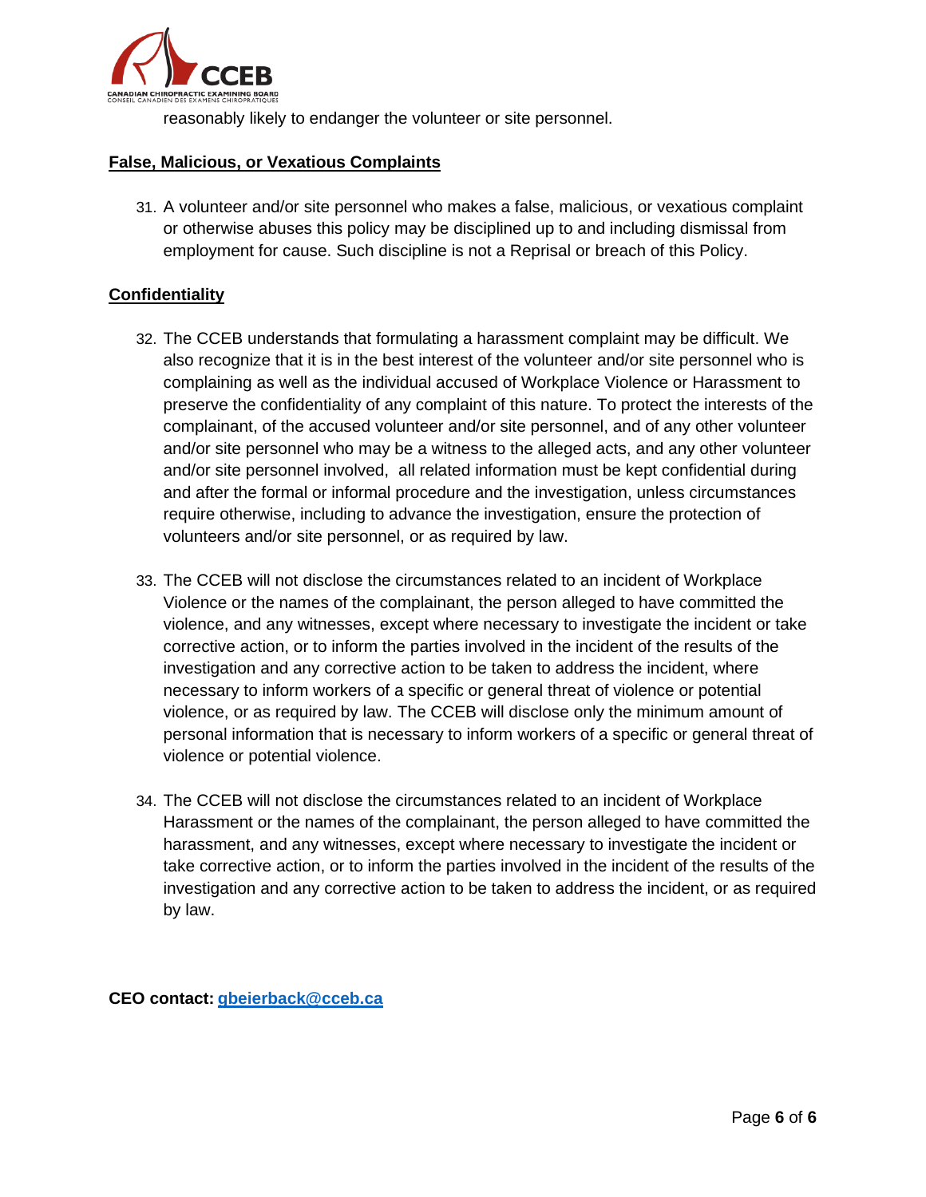reasonably likely to endanger the volunteer or site personnel.

**False, Malicious, or Vexatious Complaints**

31. A volunteer and/or site personnel who makes a false, malicious, or vexatious complaint or otherwise abuses this policy may be disciplined up to and including dismissal from employment for cause. Such discipline is not a Reprisal or breach of this Policy.

**Confidentiality**

32. The CCEB understands that formulating a harassment complaint may be difficult. We also recognize that it is in the best interest of the volunteer and/or site personnel who is complaining as well as the individual accused of Workplace Violence or Harassment to preserve the confidentiality of any complaint of this nature. To protect the interests of the complainant, of the accused volunteer and/or site personnel, and of any other volunteer and/or site personnel who may be a witness to the alleged acts, and any other volunteer and/or site personnel involved, all related information must be kept confidential during and after the formal or informal procedure and the investigation, unless circumstances require otherwise, including to advance the investigation, ensure the protection of volunteers and/or site personnel, or as required by law.

33. The CCEB will not disclose the circumstances related to an incident of Workplace Violence or the names of the complainant, the person alleged to have committed the violence, and any witnesses, except where necessary to investigate the incident or take corrective action, or to inform the parties involved in the incident of the results of the investigation and any corrective action to be taken to address the incident, where necessary to inform workers of a specific or general threat of violence or potential violence, or as required by law. The CCEB will disclose only the minimum amount of personal information that is necessary to inform workers of a specific or general threat of violence or potential violence.

34. The CCEB will not disclose the circumstances related to an incident of Workplace Harassment or the names of the complainant, the person alleged to have committed the harassment, and any witnesses, except where necessary to investigate the incident or take corrective action, or to inform the parties involved in the incident of the results of the investigation and any corrective action to be taken to address the incident, or as required by law.

**CEO contact: gbeierback@cceb.ca**